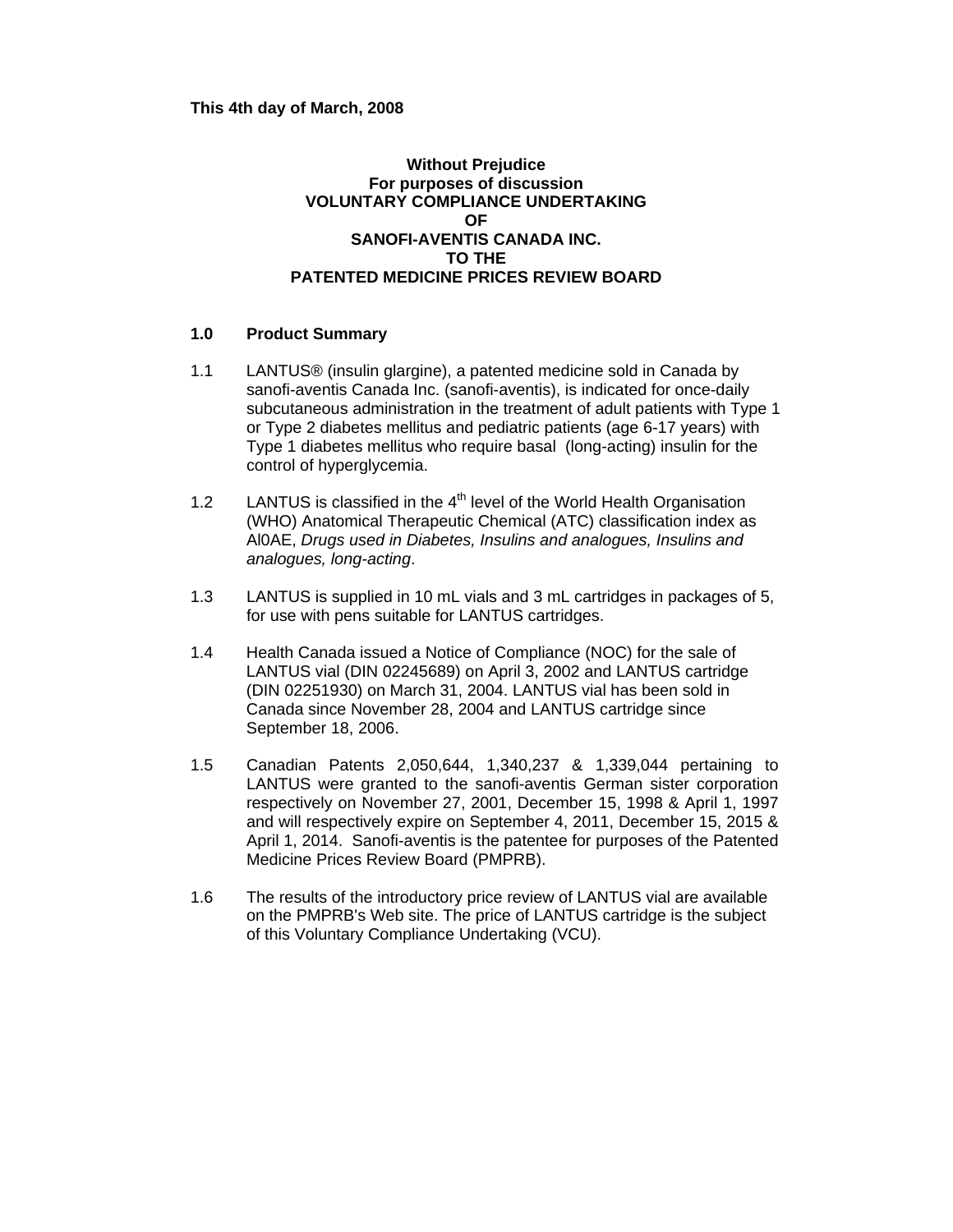**This 4th day of March, 2008**

**Without Prejudice**
**For purposes of discussion**
**VOLUNTARY COMPLIANCE UNDERTAKING**
**OF**
**SANOFI-AVENTIS CANADA INC.**
**TO THE**
**PATENTED MEDICINE PRICES REVIEW BOARD**

## 1.0 Product Summary

1.1 LANTUS® (insulin glargine), a patented medicine sold in Canada by sanofi-aventis Canada Inc. (sanofi-aventis), is indicated for once-daily subcutaneous administration in the treatment of adult patients with Type 1 or Type 2 diabetes mellitus and pediatric patients (age 6-17 years) with Type 1 diabetes mellitus who require basal (long-acting) insulin for the control of hyperglycemia.

1.2 LANTUS is classified in the 4th level of the World Health Organisation (WHO) Anatomical Therapeutic Chemical (ATC) classification index as Al0AE, *Drugs used in Diabetes, Insulins and analogues, Insulins and analogues, long-acting*.

1.3 LANTUS is supplied in 10 mL vials and 3 mL cartridges in packages of 5, for use with pens suitable for LANTUS cartridges.

1.4 Health Canada issued a Notice of Compliance (NOC) for the sale of LANTUS vial (DIN 02245689) on April 3, 2002 and LANTUS cartridge (DIN 02251930) on March 31, 2004. LANTUS vial has been sold in Canada since November 28, 2004 and LANTUS cartridge since September 18, 2006.

1.5 Canadian Patents 2,050,644, 1,340,237 & 1,339,044 pertaining to LANTUS were granted to the sanofi-aventis German sister corporation respectively on November 27, 2001, December 15, 1998 & April 1, 1997 and will respectively expire on September 4, 2011, December 15, 2015 & April 1, 2014. Sanofi-aventis is the patentee for purposes of the Patented Medicine Prices Review Board (PMPRB).

1.6 The results of the introductory price review of LANTUS vial are available on the PMPRB's Web site. The price of LANTUS cartridge is the subject of this Voluntary Compliance Undertaking (VCU).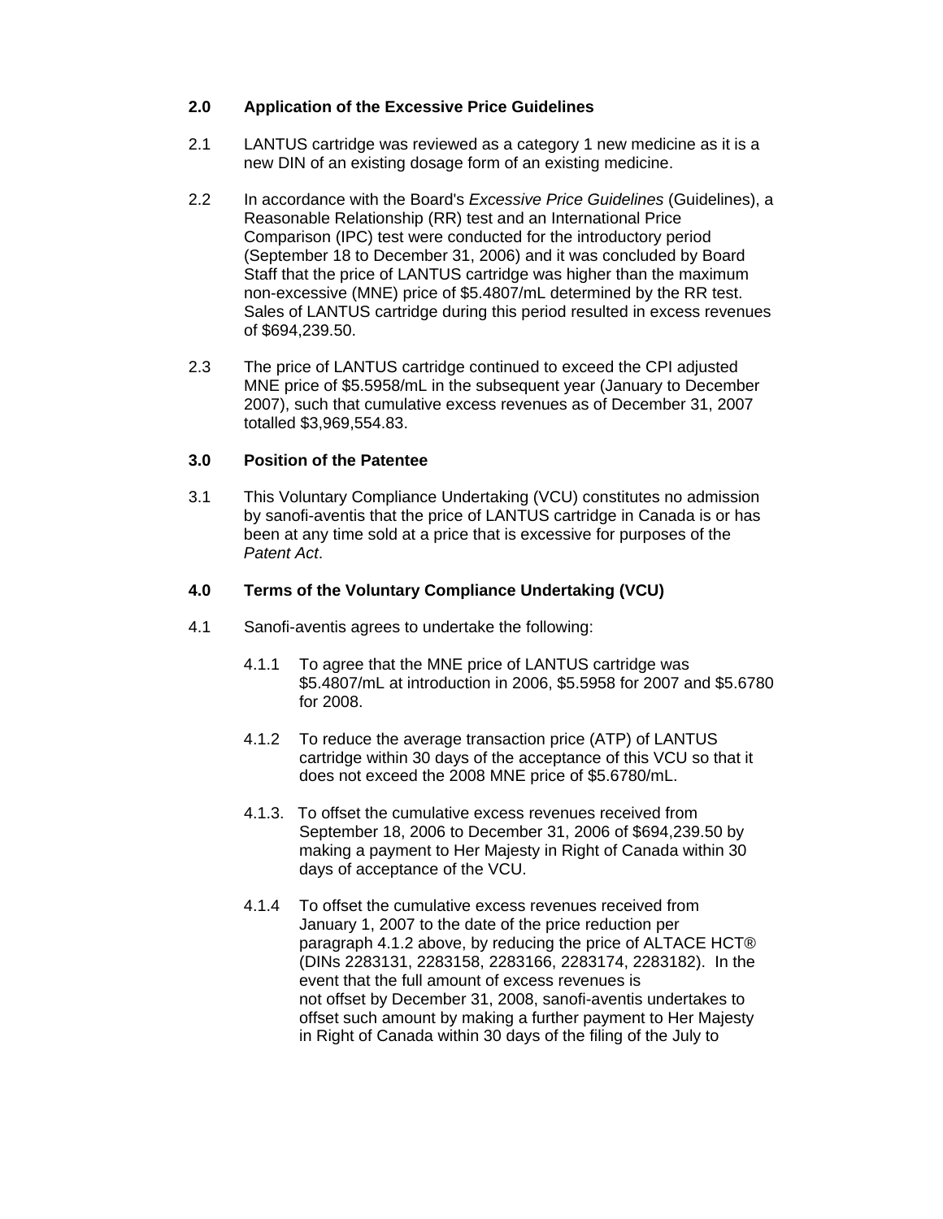## 2.0 Application of the Excessive Price Guidelines

2.1 LANTUS cartridge was reviewed as a category 1 new medicine as it is a new DIN of an existing dosage form of an existing medicine.

2.2 In accordance with the Board's *Excessive Price Guidelines* (Guidelines), a Reasonable Relationship (RR) test and an International Price Comparison (IPC) test were conducted for the introductory period (September 18 to December 31, 2006) and it was concluded by Board Staff that the price of LANTUS cartridge was higher than the maximum non-excessive (MNE) price of $5.4807/mL determined by the RR test. Sales of LANTUS cartridge during this period resulted in excess revenues of $694,239.50.

2.3 The price of LANTUS cartridge continued to exceed the CPI adjusted MNE price of $5.5958/mL in the subsequent year (January to December 2007), such that cumulative excess revenues as of December 31, 2007 totalled $3,969,554.83.

## 3.0 Position of the Patentee

3.1 This Voluntary Compliance Undertaking (VCU) constitutes no admission by sanofi-aventis that the price of LANTUS cartridge in Canada is or has been at any time sold at a price that is excessive for purposes of the *Patent Act*.

## 4.0 Terms of the Voluntary Compliance Undertaking (VCU)

4.1 Sanofi-aventis agrees to undertake the following:

4.1.1 To agree that the MNE price of LANTUS cartridge was $5.4807/mL at introduction in 2006, $5.5958 for 2007 and $5.6780 for 2008.

4.1.2 To reduce the average transaction price (ATP) of LANTUS cartridge within 30 days of the acceptance of this VCU so that it does not exceed the 2008 MNE price of $5.6780/mL.

4.1.3. To offset the cumulative excess revenues received from September 18, 2006 to December 31, 2006 of $694,239.50 by making a payment to Her Majesty in Right of Canada within 30 days of acceptance of the VCU.

4.1.4 To offset the cumulative excess revenues received from January 1, 2007 to the date of the price reduction per paragraph 4.1.2 above, by reducing the price of ALTACE HCT® (DINs 2283131, 2283158, 2283166, 2283174, 2283182). In the event that the full amount of excess revenues is not offset by December 31, 2008, sanofi-aventis undertakes to offset such amount by making a further payment to Her Majesty in Right of Canada within 30 days of the filing of the July to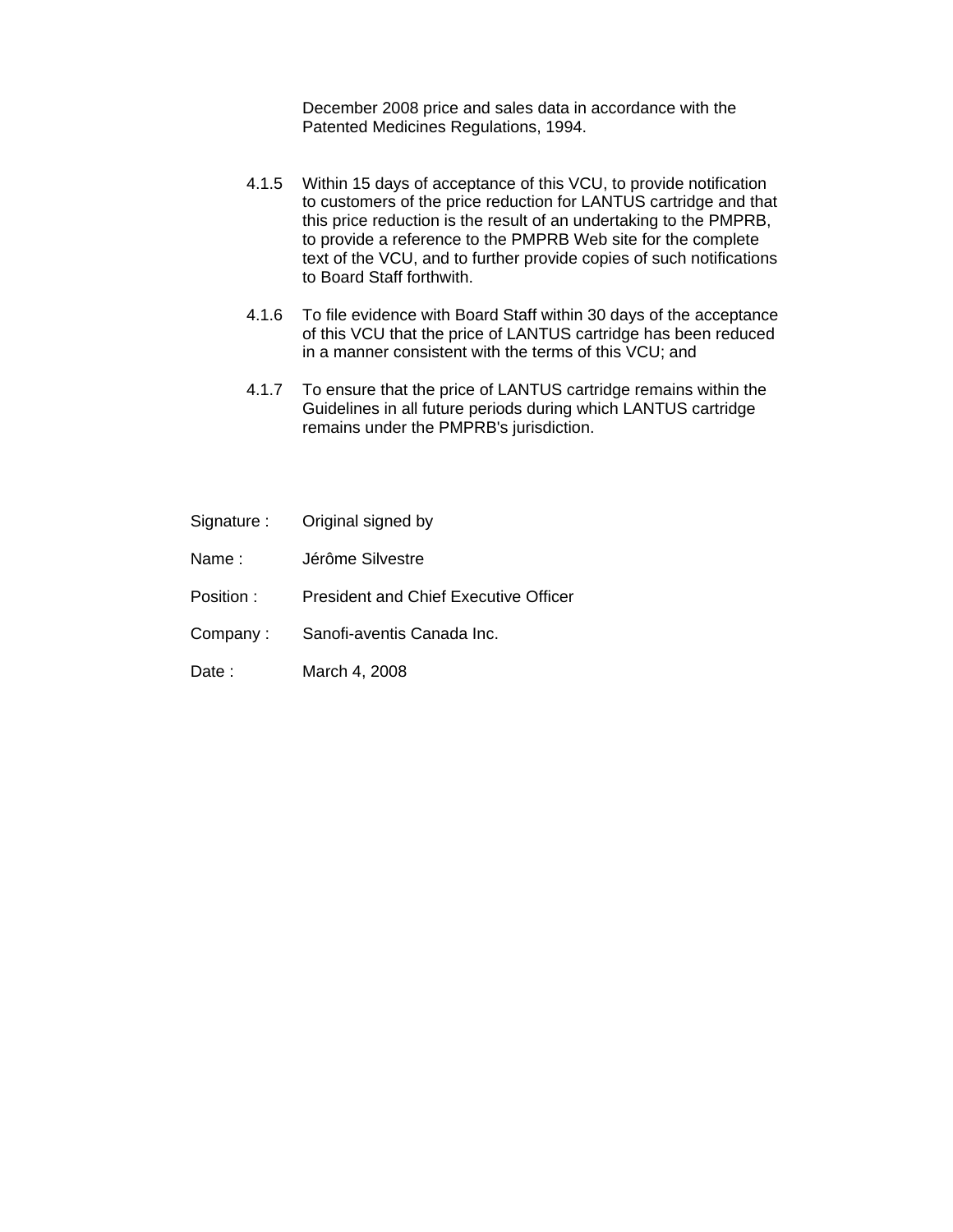December 2008 price and sales data in accordance with the Patented Medicines Regulations, 1994.

4.1.5 Within 15 days of acceptance of this VCU, to provide notification to customers of the price reduction for LANTUS cartridge and that this price reduction is the result of an undertaking to the PMPRB, to provide a reference to the PMPRB Web site for the complete text of the VCU, and to further provide copies of such notifications to Board Staff forthwith.

4.1.6 To file evidence with Board Staff within 30 days of the acceptance of this VCU that the price of LANTUS cartridge has been reduced in a manner consistent with the terms of this VCU; and

4.1.7 To ensure that the price of LANTUS cartridge remains within the Guidelines in all future periods during which LANTUS cartridge remains under the PMPRB's jurisdiction.

Signature : Original signed by

Name : Jérôme Silvestre

Position : President and Chief Executive Officer

Company : Sanofi-aventis Canada Inc.

Date : March 4, 2008